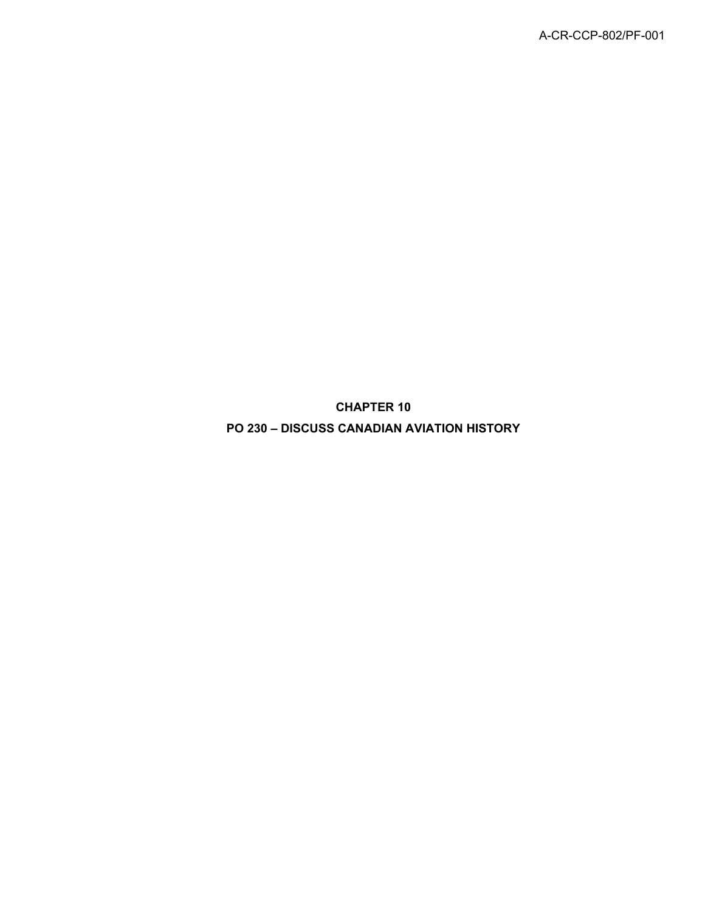# CHAPTER 10

# PO 230 – DISCUSS CANADIAN AVIATION HISTORY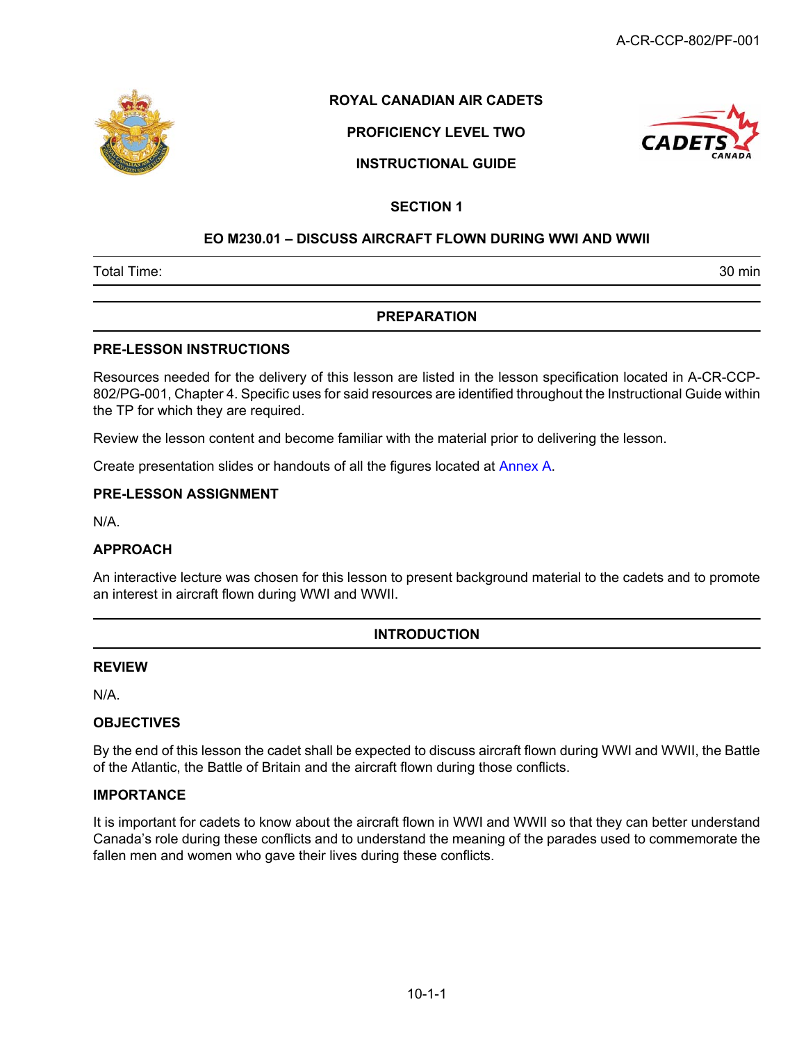ROYAL CANADIAN AIR CADETS

PROFICIENCY LEVEL TWO

INSTRUCTIONAL GUIDE

# SECTION 1

## EO M230.01 – DISCUSS AIRCRAFT FLOWN DURING WWI AND WWII

Total Time: 30 min

## PREPARATION

### PRE-LESSON INSTRUCTIONS

Resources needed for the delivery of this lesson are listed in the lesson specification located in A-CR-CCP-802/PG-001, Chapter 4. Specific uses for said resources are identified throughout the Instructional Guide within the TP for which they are required.

Review the lesson content and become familiar with the material prior to delivering the lesson.

Create presentation slides or handouts of all the figures located at Annex A.

### PRE-LESSON ASSIGNMENT

N/A.

### APPROACH

An interactive lecture was chosen for this lesson to present background material to the cadets and to promote an interest in aircraft flown during WWI and WWII.

## INTRODUCTION

### REVIEW

N/A.

### OBJECTIVES

By the end of this lesson the cadet shall be expected to discuss aircraft flown during WWI and WWII, the Battle of the Atlantic, the Battle of Britain and the aircraft flown during those conflicts.

### IMPORTANCE

It is important for cadets to know about the aircraft flown in WWI and WWII so that they can better understand Canada's role during these conflicts and to understand the meaning of the parades used to commemorate the fallen men and women who gave their lives during these conflicts.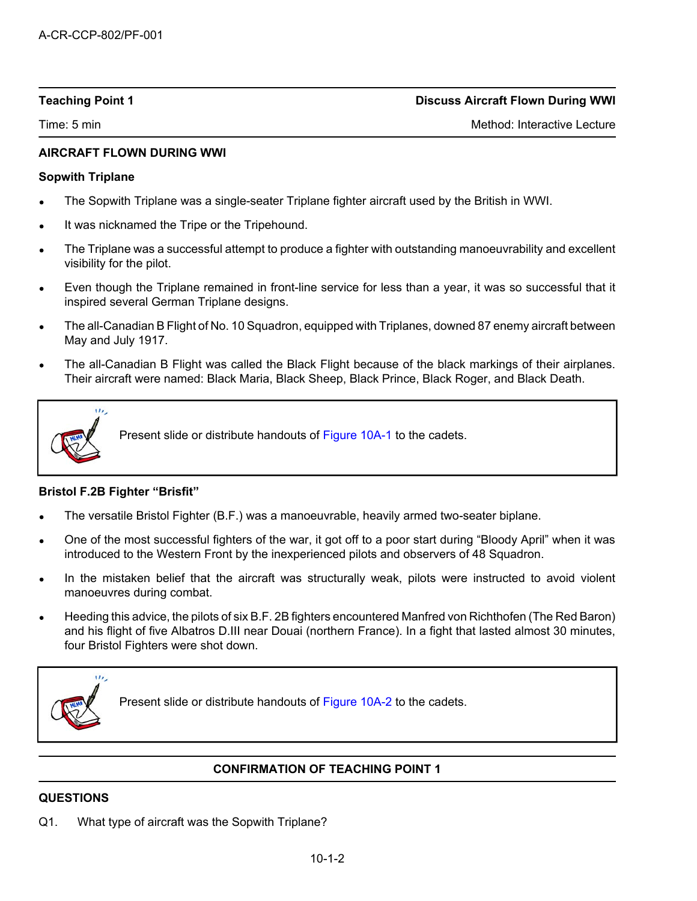| Teaching Point 1 | Discuss Aircraft Flown During WWI |
|---|---|
| Time: 5 min | Method: Interactive Lecture |

## AIRCRAFT FLOWN DURING WWI

### Sopwith Triplane

- The Sopwith Triplane was a single-seater Triplane fighter aircraft used by the British in WWI.
- It was nicknamed the Tripe or the Tripehound.
- The Triplane was a successful attempt to produce a fighter with outstanding manoeuvrability and excellent visibility for the pilot.
- Even though the Triplane remained in front-line service for less than a year, it was so successful that it inspired several German Triplane designs.
- The all-Canadian B Flight of No. 10 Squadron, equipped with Triplanes, downed 87 enemy aircraft between May and July 1917.
- The all-Canadian B Flight was called the Black Flight because of the black markings of their airplanes. Their aircraft were named: Black Maria, Black Sheep, Black Prince, Black Roger, and Black Death.

> Present slide or distribute handouts of Figure 10A-1 to the cadets.

### Bristol F.2B Fighter "Brisfit"

- The versatile Bristol Fighter (B.F.) was a manoeuvrable, heavily armed two-seater biplane.
- One of the most successful fighters of the war, it got off to a poor start during "Bloody April" when it was introduced to the Western Front by the inexperienced pilots and observers of 48 Squadron.
- In the mistaken belief that the aircraft was structurally weak, pilots were instructed to avoid violent manoeuvres during combat.
- Heeding this advice, the pilots of six B.F. 2B fighters encountered Manfred von Richthofen (The Red Baron) and his flight of five Albatros D.III near Douai (northern France). In a fight that lasted almost 30 minutes, four Bristol Fighters were shot down.

> Present slide or distribute handouts of Figure 10A-2 to the cadets.

## CONFIRMATION OF TEACHING POINT 1

### QUESTIONS

Q1. What type of aircraft was the Sopwith Triplane?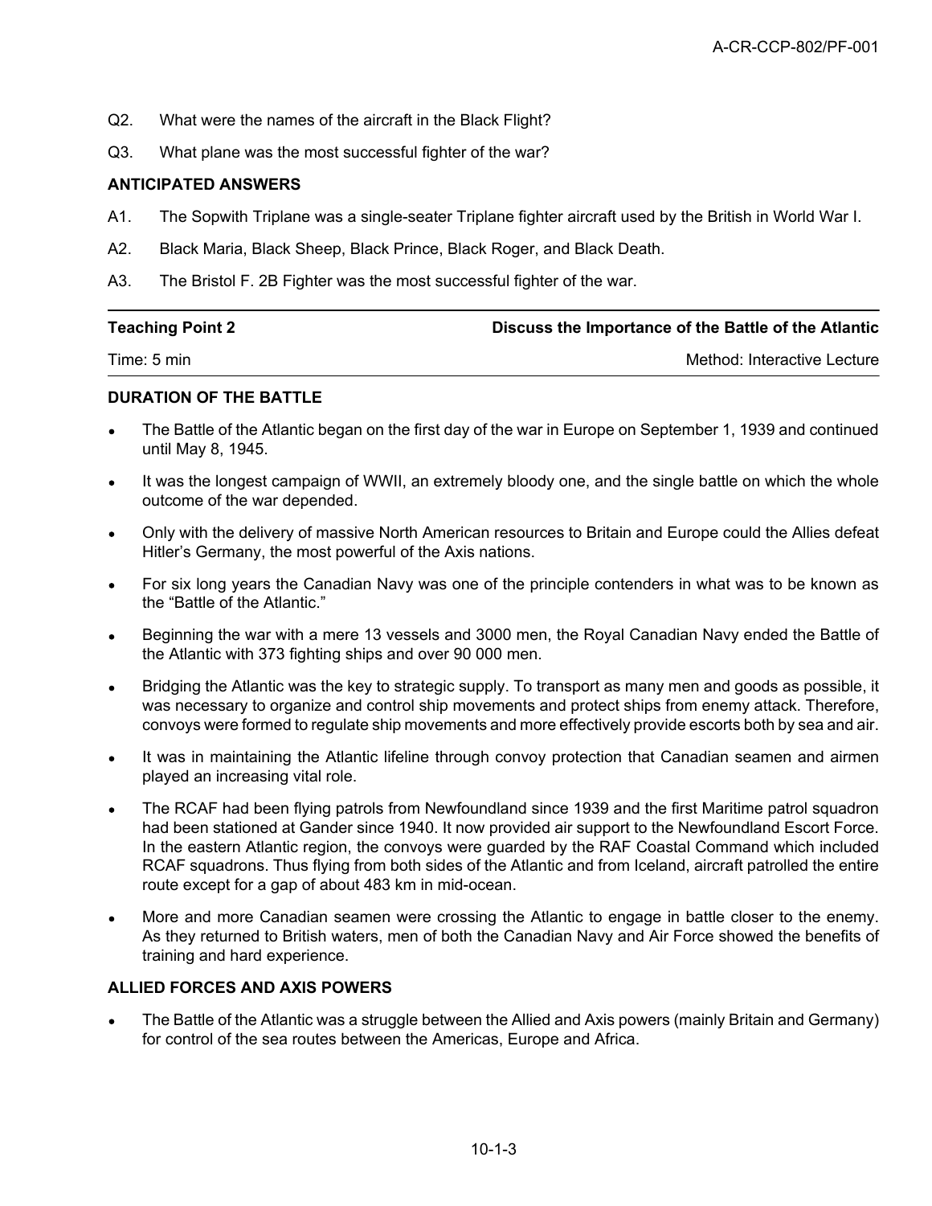Q2. What were the names of the aircraft in the Black Flight?

Q3. What plane was the most successful fighter of the war?

**ANTICIPATED ANSWERS**

A1. The Sopwith Triplane was a single-seater Triplane fighter aircraft used by the British in World War I.

A2. Black Maria, Black Sheep, Black Prince, Black Roger, and Black Death.

A3. The Bristol F. 2B Fighter was the most successful fighter of the war.

---

| **Teaching Point 2** | **Discuss the Importance of the Battle of the Atlantic** |
|---|---|
| Time: 5 min | Method: Interactive Lecture |

**DURATION OF THE BATTLE**

- The Battle of the Atlantic began on the first day of the war in Europe on September 1, 1939 and continued until May 8, 1945.
- It was the longest campaign of WWII, an extremely bloody one, and the single battle on which the whole outcome of the war depended.
- Only with the delivery of massive North American resources to Britain and Europe could the Allies defeat Hitler's Germany, the most powerful of the Axis nations.
- For six long years the Canadian Navy was one of the principle contenders in what was to be known as the "Battle of the Atlantic."
- Beginning the war with a mere 13 vessels and 3000 men, the Royal Canadian Navy ended the Battle of the Atlantic with 373 fighting ships and over 90 000 men.
- Bridging the Atlantic was the key to strategic supply. To transport as many men and goods as possible, it was necessary to organize and control ship movements and protect ships from enemy attack. Therefore, convoys were formed to regulate ship movements and more effectively provide escorts both by sea and air.
- It was in maintaining the Atlantic lifeline through convoy protection that Canadian seamen and airmen played an increasing vital role.
- The RCAF had been flying patrols from Newfoundland since 1939 and the first Maritime patrol squadron had been stationed at Gander since 1940. It now provided air support to the Newfoundland Escort Force. In the eastern Atlantic region, the convoys were guarded by the RAF Coastal Command which included RCAF squadrons. Thus flying from both sides of the Atlantic and from Iceland, aircraft patrolled the entire route except for a gap of about 483 km in mid-ocean.
- More and more Canadian seamen were crossing the Atlantic to engage in battle closer to the enemy. As they returned to British waters, men of both the Canadian Navy and Air Force showed the benefits of training and hard experience.

**ALLIED FORCES AND AXIS POWERS**

- The Battle of the Atlantic was a struggle between the Allied and Axis powers (mainly Britain and Germany) for control of the sea routes between the Americas, Europe and Africa.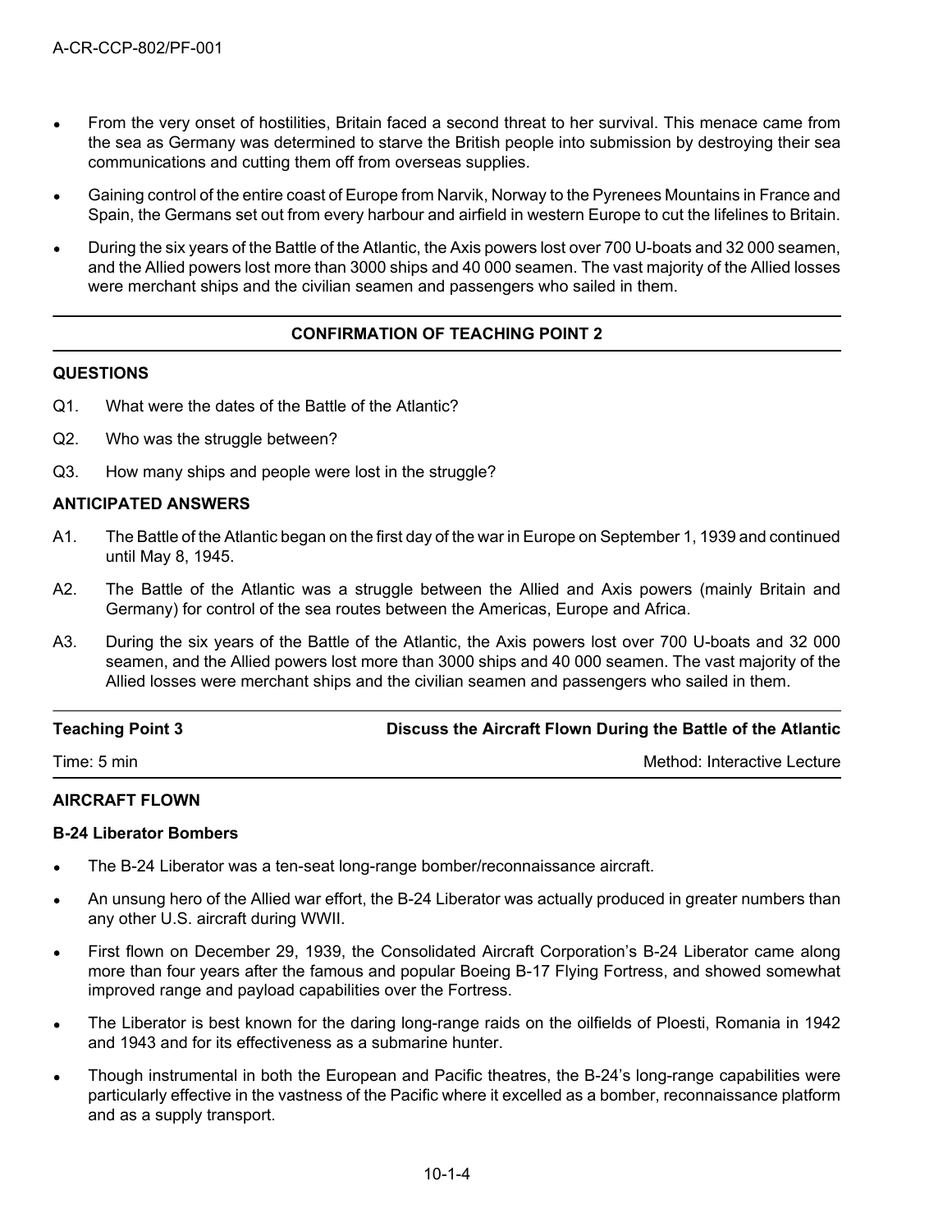- From the very onset of hostilities, Britain faced a second threat to her survival. This menace came from the sea as Germany was determined to starve the British people into submission by destroying their sea communications and cutting them off from overseas supplies.
- Gaining control of the entire coast of Europe from Narvik, Norway to the Pyrenees Mountains in France and Spain, the Germans set out from every harbour and airfield in western Europe to cut the lifelines to Britain.
- During the six years of the Battle of the Atlantic, the Axis powers lost over 700 U-boats and 32 000 seamen, and the Allied powers lost more than 3000 ships and 40 000 seamen. The vast majority of the Allied losses were merchant ships and the civilian seamen and passengers who sailed in them.

---

**CONFIRMATION OF TEACHING POINT 2**

---

**QUESTIONS**

Q1. What were the dates of the Battle of the Atlantic?

Q2. Who was the struggle between?

Q3. How many ships and people were lost in the struggle?

**ANTICIPATED ANSWERS**

A1. The Battle of the Atlantic began on the first day of the war in Europe on September 1, 1939 and continued until May 8, 1945.

A2. The Battle of the Atlantic was a struggle between the Allied and Axis powers (mainly Britain and Germany) for control of the sea routes between the Americas, Europe and Africa.

A3. During the six years of the Battle of the Atlantic, the Axis powers lost over 700 U-boats and 32 000 seamen, and the Allied powers lost more than 3000 ships and 40 000 seamen. The vast majority of the Allied losses were merchant ships and the civilian seamen and passengers who sailed in them.

---

| Teaching Point 3 | Discuss the Aircraft Flown During the Battle of the Atlantic |
|---|---|
| Time: 5 min | Method: Interactive Lecture |

**AIRCRAFT FLOWN**

**B-24 Liberator Bombers**

- The B-24 Liberator was a ten-seat long-range bomber/reconnaissance aircraft.
- An unsung hero of the Allied war effort, the B-24 Liberator was actually produced in greater numbers than any other U.S. aircraft during WWII.
- First flown on December 29, 1939, the Consolidated Aircraft Corporation's B-24 Liberator came along more than four years after the famous and popular Boeing B-17 Flying Fortress, and showed somewhat improved range and payload capabilities over the Fortress.
- The Liberator is best known for the daring long-range raids on the oilfields of Ploesti, Romania in 1942 and 1943 and for its effectiveness as a submarine hunter.
- Though instrumental in both the European and Pacific theatres, the B-24's long-range capabilities were particularly effective in the vastness of the Pacific where it excelled as a bomber, reconnaissance platform and as a supply transport.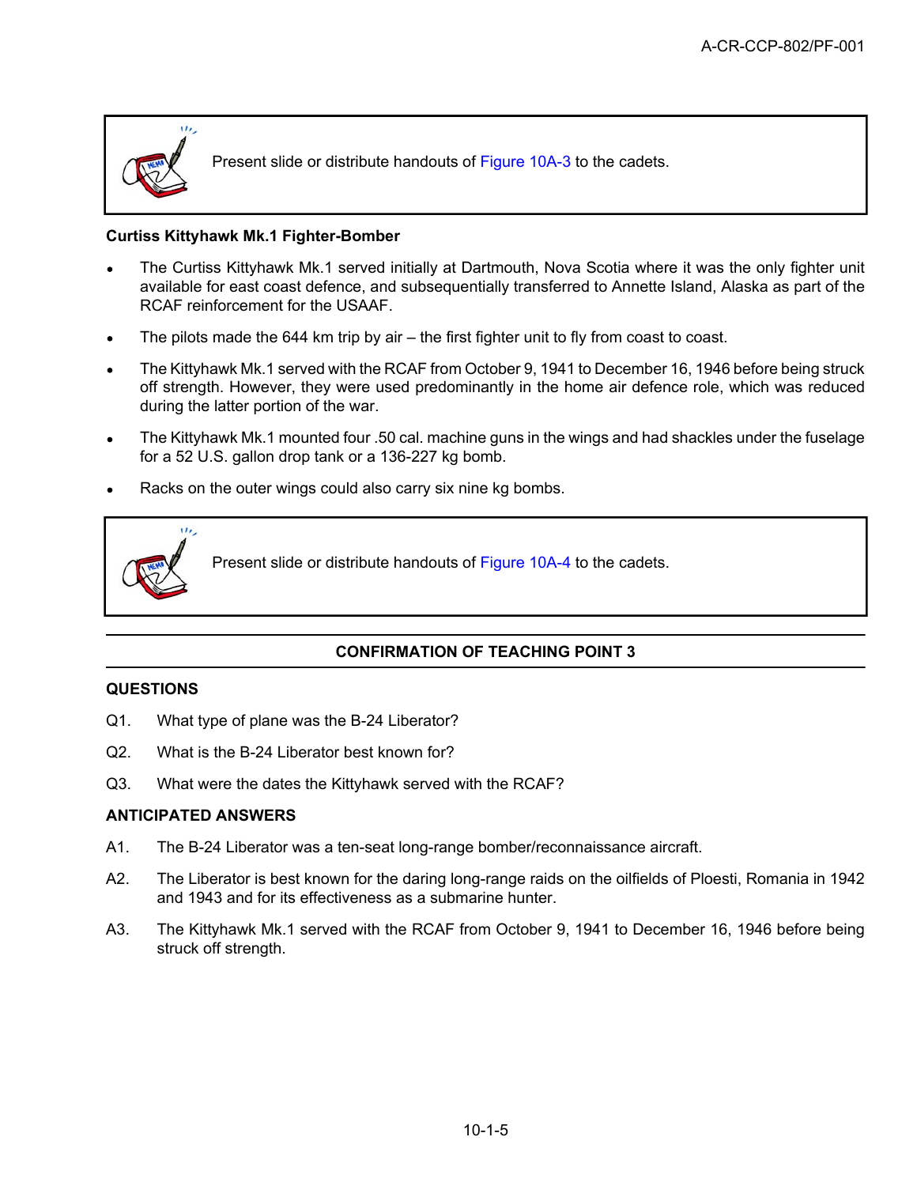Present slide or distribute handouts of Figure 10A-3 to the cadets.

**Curtiss Kittyhawk Mk.1 Fighter-Bomber**

- The Curtiss Kittyhawk Mk.1 served initially at Dartmouth, Nova Scotia where it was the only fighter unit available for east coast defence, and subsequentially transferred to Annette Island, Alaska as part of the RCAF reinforcement for the USAAF.
- The pilots made the 644 km trip by air – the first fighter unit to fly from coast to coast.
- The Kittyhawk Mk.1 served with the RCAF from October 9, 1941 to December 16, 1946 before being struck off strength. However, they were used predominantly in the home air defence role, which was reduced during the latter portion of the war.
- The Kittyhawk Mk.1 mounted four .50 cal. machine guns in the wings and had shackles under the fuselage for a 52 U.S. gallon drop tank or a 136-227 kg bomb.
- Racks on the outer wings could also carry six nine kg bombs.

Present slide or distribute handouts of Figure 10A-4 to the cadets.

## CONFIRMATION OF TEACHING POINT 3

### QUESTIONS

Q1. What type of plane was the B-24 Liberator?

Q2. What is the B-24 Liberator best known for?

Q3. What were the dates the Kittyhawk served with the RCAF?

### ANTICIPATED ANSWERS

A1. The B-24 Liberator was a ten-seat long-range bomber/reconnaissance aircraft.

A2. The Liberator is best known for the daring long-range raids on the oilfields of Ploesti, Romania in 1942 and 1943 and for its effectiveness as a submarine hunter.

A3. The Kittyhawk Mk.1 served with the RCAF from October 9, 1941 to December 16, 1946 before being struck off strength.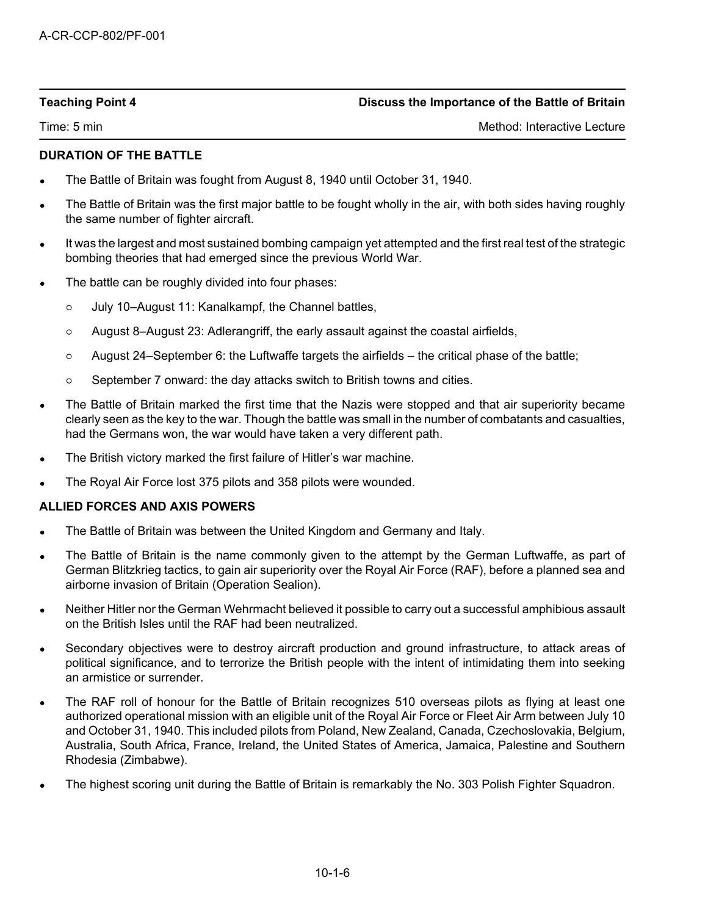| Teaching Point 4 | Discuss the Importance of the Battle of Britain |
| --- | --- |
| Time: 5 min | Method: Interactive Lecture |

**DURATION OF THE BATTLE**

- The Battle of Britain was fought from August 8, 1940 until October 31, 1940.
- The Battle of Britain was the first major battle to be fought wholly in the air, with both sides having roughly the same number of fighter aircraft.
- It was the largest and most sustained bombing campaign yet attempted and the first real test of the strategic bombing theories that had emerged since the previous World War.
- The battle can be roughly divided into four phases:
  - July 10–August 11: Kanalkampf, the Channel battles,
  - August 8–August 23: Adlerangriff, the early assault against the coastal airfields,
  - August 24–September 6: the Luftwaffe targets the airfields – the critical phase of the battle;
  - September 7 onward: the day attacks switch to British towns and cities.
- The Battle of Britain marked the first time that the Nazis were stopped and that air superiority became clearly seen as the key to the war. Though the battle was small in the number of combatants and casualties, had the Germans won, the war would have taken a very different path.
- The British victory marked the first failure of Hitler's war machine.
- The Royal Air Force lost 375 pilots and 358 pilots were wounded.

**ALLIED FORCES AND AXIS POWERS**

- The Battle of Britain was between the United Kingdom and Germany and Italy.
- The Battle of Britain is the name commonly given to the attempt by the German Luftwaffe, as part of German Blitzkrieg tactics, to gain air superiority over the Royal Air Force (RAF), before a planned sea and airborne invasion of Britain (Operation Sealion).
- Neither Hitler nor the German Wehrmacht believed it possible to carry out a successful amphibious assault on the British Isles until the RAF had been neutralized.
- Secondary objectives were to destroy aircraft production and ground infrastructure, to attack areas of political significance, and to terrorize the British people with the intent of intimidating them into seeking an armistice or surrender.
- The RAF roll of honour for the Battle of Britain recognizes 510 overseas pilots as flying at least one authorized operational mission with an eligible unit of the Royal Air Force or Fleet Air Arm between July 10 and October 31, 1940. This included pilots from Poland, New Zealand, Canada, Czechoslovakia, Belgium, Australia, South Africa, France, Ireland, the United States of America, Jamaica, Palestine and Southern Rhodesia (Zimbabwe).
- The highest scoring unit during the Battle of Britain is remarkably the No. 303 Polish Fighter Squadron.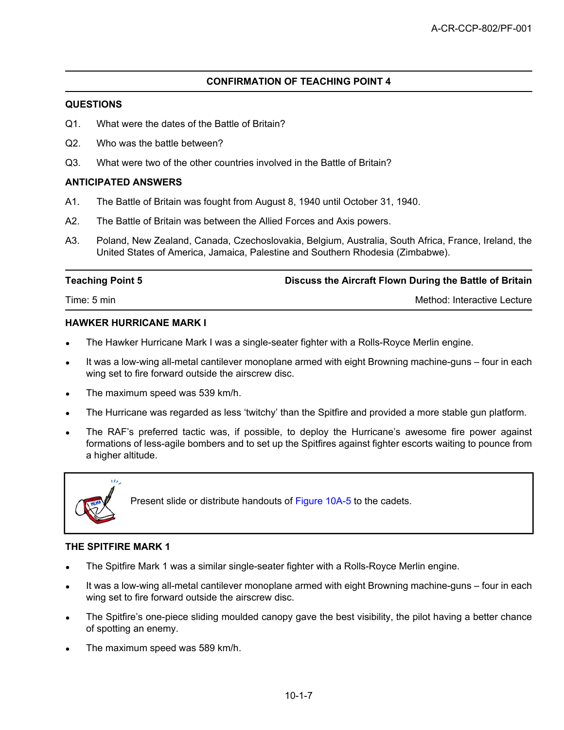## CONFIRMATION OF TEACHING POINT 4

### QUESTIONS

Q1. What were the dates of the Battle of Britain?

Q2. Who was the battle between?

Q3. What were two of the other countries involved in the Battle of Britain?

### ANTICIPATED ANSWERS

A1. The Battle of Britain was fought from August 8, 1940 until October 31, 1940.

A2. The Battle of Britain was between the Allied Forces and Axis powers.

A3. Poland, New Zealand, Canada, Czechoslovakia, Belgium, Australia, South Africa, France, Ireland, the United States of America, Jamaica, Palestine and Southern Rhodesia (Zimbabwe).

| Teaching Point 5 | Discuss the Aircraft Flown During the Battle of Britain |
|---|---|
| Time: 5 min | Method: Interactive Lecture |

### HAWKER HURRICANE MARK I

- The Hawker Hurricane Mark I was a single-seater fighter with a Rolls-Royce Merlin engine.
- It was a low-wing all-metal cantilever monoplane armed with eight Browning machine-guns – four in each wing set to fire forward outside the airscrew disc.
- The maximum speed was 539 km/h.
- The Hurricane was regarded as less 'twitchy' than the Spitfire and provided a more stable gun platform.
- The RAF's preferred tactic was, if possible, to deploy the Hurricane's awesome fire power against formations of less-agile bombers and to set up the Spitfires against fighter escorts waiting to pounce from a higher altitude.

> Present slide or distribute handouts of Figure 10A-5 to the cadets.

### THE SPITFIRE MARK 1

- The Spitfire Mark 1 was a similar single-seater fighter with a Rolls-Royce Merlin engine.
- It was a low-wing all-metal cantilever monoplane armed with eight Browning machine-guns – four in each wing set to fire forward outside the airscrew disc.
- The Spitfire's one-piece sliding moulded canopy gave the best visibility, the pilot having a better chance of spotting an enemy.
- The maximum speed was 589 km/h.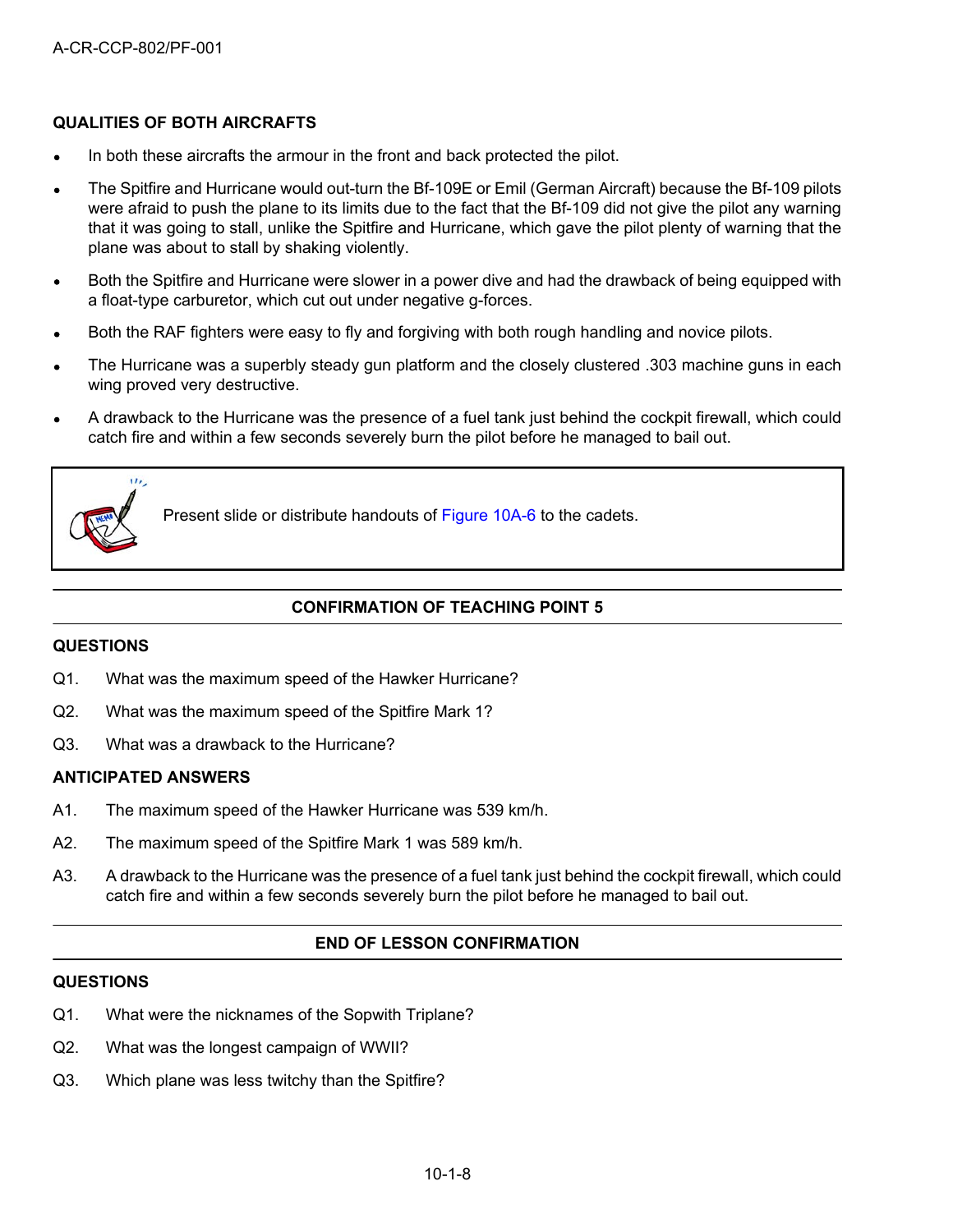**QUALITIES OF BOTH AIRCRAFTS**

- In both these aircrafts the armour in the front and back protected the pilot.
- The Spitfire and Hurricane would out-turn the Bf-109E or Emil (German Aircraft) because the Bf-109 pilots were afraid to push the plane to its limits due to the fact that the Bf-109 did not give the pilot any warning that it was going to stall, unlike the Spitfire and Hurricane, which gave the pilot plenty of warning that the plane was about to stall by shaking violently.
- Both the Spitfire and Hurricane were slower in a power dive and had the drawback of being equipped with a float-type carburetor, which cut out under negative g-forces.
- Both the RAF fighters were easy to fly and forgiving with both rough handling and novice pilots.
- The Hurricane was a superbly steady gun platform and the closely clustered .303 machine guns in each wing proved very destructive.
- A drawback to the Hurricane was the presence of a fuel tank just behind the cockpit firewall, which could catch fire and within a few seconds severely burn the pilot before he managed to bail out.

> Present slide or distribute handouts of Figure 10A-6 to the cadets.

**CONFIRMATION OF TEACHING POINT 5**

**QUESTIONS**

Q1. What was the maximum speed of the Hawker Hurricane?

Q2. What was the maximum speed of the Spitfire Mark 1?

Q3. What was a drawback to the Hurricane?

**ANTICIPATED ANSWERS**

A1. The maximum speed of the Hawker Hurricane was 539 km/h.

A2. The maximum speed of the Spitfire Mark 1 was 589 km/h.

A3. A drawback to the Hurricane was the presence of a fuel tank just behind the cockpit firewall, which could catch fire and within a few seconds severely burn the pilot before he managed to bail out.

**END OF LESSON CONFIRMATION**

**QUESTIONS**

Q1. What were the nicknames of the Sopwith Triplane?

Q2. What was the longest campaign of WWII?

Q3. Which plane was less twitchy than the Spitfire?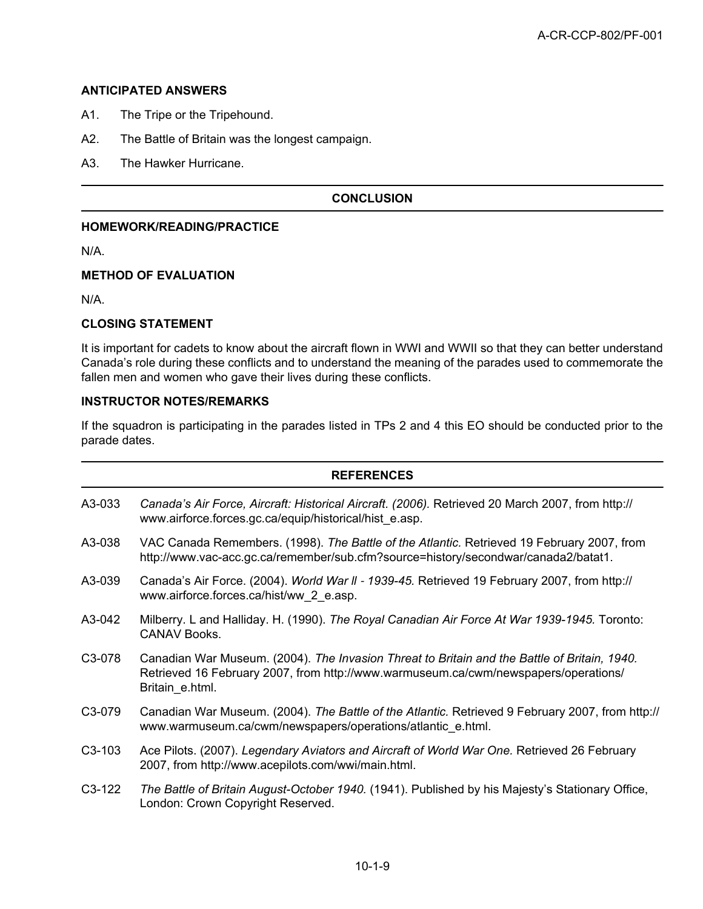**ANTICIPATED ANSWERS**

A1. The Tripe or the Tripehound.

A2. The Battle of Britain was the longest campaign.

A3. The Hawker Hurricane.

## CONCLUSION

**HOMEWORK/READING/PRACTICE**

N/A.

**METHOD OF EVALUATION**

N/A.

**CLOSING STATEMENT**

It is important for cadets to know about the aircraft flown in WWI and WWII so that they can better understand Canada's role during these conflicts and to understand the meaning of the parades used to commemorate the fallen men and women who gave their lives during these conflicts.

**INSTRUCTOR NOTES/REMARKS**

If the squadron is participating in the parades listed in TPs 2 and 4 this EO should be conducted prior to the parade dates.

## REFERENCES

A3-033 *Canada's Air Force, Aircraft: Historical Aircraft. (2006).* Retrieved 20 March 2007, from http://www.airforce.forces.gc.ca/equip/historical/hist_e.asp.

A3-038 VAC Canada Remembers. (1998). *The Battle of the Atlantic.* Retrieved 19 February 2007, from http://www.vac-acc.gc.ca/remember/sub.cfm?source=history/secondwar/canada2/batat1.

A3-039 Canada's Air Force. (2004). *World War II - 1939-45.* Retrieved 19 February 2007, from http://www.airforce.forces.ca/hist/ww_2_e.asp.

A3-042 Milberry. L and Halliday. H. (1990). *The Royal Canadian Air Force At War 1939-1945.* Toronto: CANAV Books.

C3-078 Canadian War Museum. (2004). *The Invasion Threat to Britain and the Battle of Britain, 1940.* Retrieved 16 February 2007, from http://www.warmuseum.ca/cwm/newspapers/operations/Britain_e.html.

C3-079 Canadian War Museum. (2004). *The Battle of the Atlantic.* Retrieved 9 February 2007, from http://www.warmuseum.ca/cwm/newspapers/operations/atlantic_e.html.

C3-103 Ace Pilots. (2007). *Legendary Aviators and Aircraft of World War One.* Retrieved 26 February 2007, from http://www.acepilots.com/wwi/main.html.

C3-122 *The Battle of Britain August-October 1940.* (1941). Published by his Majesty's Stationary Office, London: Crown Copyright Reserved.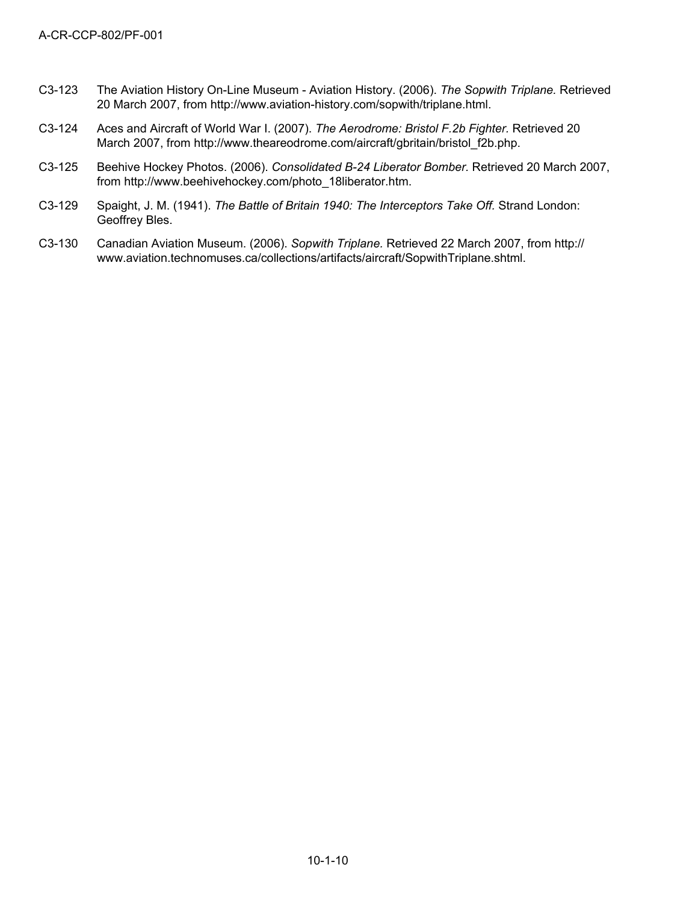C3-123 The Aviation History On-Line Museum - Aviation History. (2006). *The Sopwith Triplane.* Retrieved 20 March 2007, from http://www.aviation-history.com/sopwith/triplane.html.

C3-124 Aces and Aircraft of World War I. (2007). *The Aerodrome: Bristol F.2b Fighter.* Retrieved 20 March 2007, from http://www.theareodrome.com/aircraft/gbritain/bristol_f2b.php.

C3-125 Beehive Hockey Photos. (2006). *Consolidated B-24 Liberator Bomber.* Retrieved 20 March 2007, from http://www.beehivehockey.com/photo_18liberator.htm.

C3-129 Spaight, J. M. (1941). *The Battle of Britain 1940: The Interceptors Take Off.* Strand London: Geoffrey Bles.

C3-130 Canadian Aviation Museum. (2006). *Sopwith Triplane.* Retrieved 22 March 2007, from http://www.aviation.technomuses.ca/collections/artifacts/aircraft/SopwithTriplane.shtml.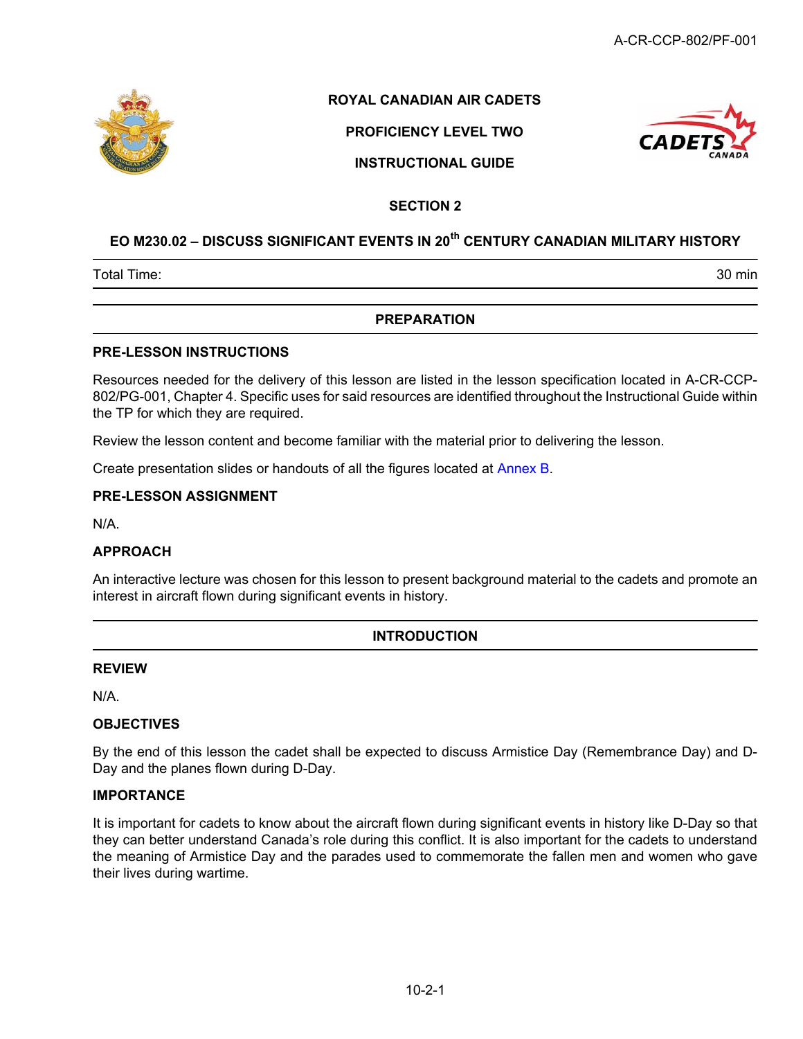ROYAL CANADIAN AIR CADETS

PROFICIENCY LEVEL TWO

INSTRUCTIONAL GUIDE

## SECTION 2

## EO M230.02 – DISCUSS SIGNIFICANT EVENTS IN 20th CENTURY CANADIAN MILITARY HISTORY

| Total Time: | 30 min |
|---|---|

## PREPARATION

### PRE-LESSON INSTRUCTIONS

Resources needed for the delivery of this lesson are listed in the lesson specification located in A-CR-CCP-802/PG-001, Chapter 4. Specific uses for said resources are identified throughout the Instructional Guide within the TP for which they are required.

Review the lesson content and become familiar with the material prior to delivering the lesson.

Create presentation slides or handouts of all the figures located at Annex B.

### PRE-LESSON ASSIGNMENT

N/A.

### APPROACH

An interactive lecture was chosen for this lesson to present background material to the cadets and promote an interest in aircraft flown during significant events in history.

## INTRODUCTION

### REVIEW

N/A.

### OBJECTIVES

By the end of this lesson the cadet shall be expected to discuss Armistice Day (Remembrance Day) and D-Day and the planes flown during D-Day.

### IMPORTANCE

It is important for cadets to know about the aircraft flown during significant events in history like D-Day so that they can better understand Canada's role during this conflict. It is also important for the cadets to understand the meaning of Armistice Day and the parades used to commemorate the fallen men and women who gave their lives during wartime.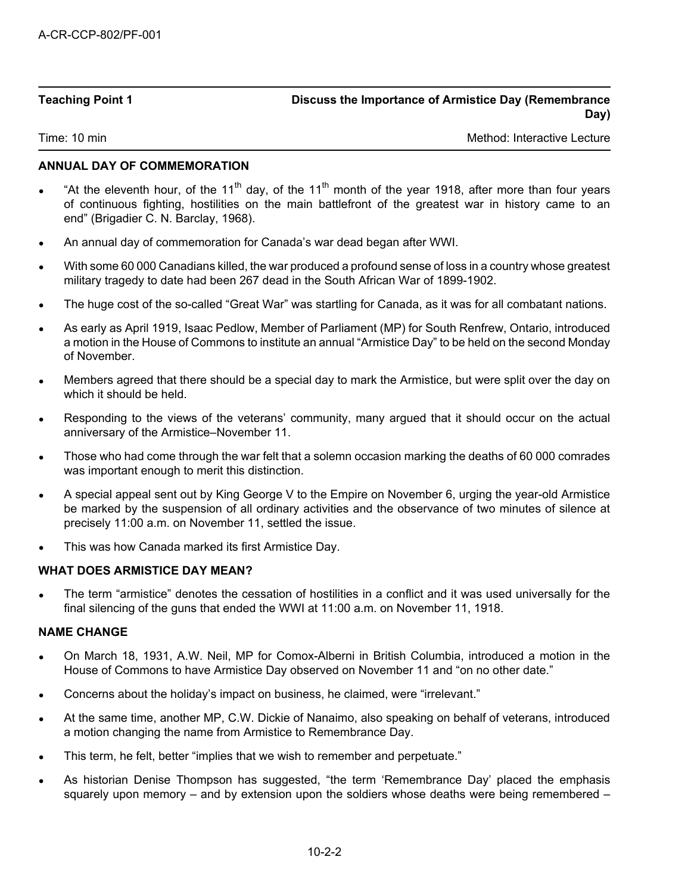| Teaching Point 1 | Discuss the Importance of Armistice Day (Remembrance Day) |
| --- | --- |
| Time: 10 min | Method: Interactive Lecture |

**ANNUAL DAY OF COMMEMORATION**

- "At the eleventh hour, of the 11th day, of the 11th month of the year 1918, after more than four years of continuous fighting, hostilities on the main battlefront of the greatest war in history came to an end" (Brigadier C. N. Barclay, 1968).
- An annual day of commemoration for Canada's war dead began after WWI.
- With some 60 000 Canadians killed, the war produced a profound sense of loss in a country whose greatest military tragedy to date had been 267 dead in the South African War of 1899-1902.
- The huge cost of the so-called "Great War" was startling for Canada, as it was for all combatant nations.
- As early as April 1919, Isaac Pedlow, Member of Parliament (MP) for South Renfrew, Ontario, introduced a motion in the House of Commons to institute an annual "Armistice Day" to be held on the second Monday of November.
- Members agreed that there should be a special day to mark the Armistice, but were split over the day on which it should be held.
- Responding to the views of the veterans' community, many argued that it should occur on the actual anniversary of the Armistice–November 11.
- Those who had come through the war felt that a solemn occasion marking the deaths of 60 000 comrades was important enough to merit this distinction.
- A special appeal sent out by King George V to the Empire on November 6, urging the year-old Armistice be marked by the suspension of all ordinary activities and the observance of two minutes of silence at precisely 11:00 a.m. on November 11, settled the issue.
- This was how Canada marked its first Armistice Day.

**WHAT DOES ARMISTICE DAY MEAN?**

- The term "armistice" denotes the cessation of hostilities in a conflict and it was used universally for the final silencing of the guns that ended the WWI at 11:00 a.m. on November 11, 1918.

**NAME CHANGE**

- On March 18, 1931, A.W. Neil, MP for Comox-Alberni in British Columbia, introduced a motion in the House of Commons to have Armistice Day observed on November 11 and "on no other date."
- Concerns about the holiday's impact on business, he claimed, were "irrelevant."
- At the same time, another MP, C.W. Dickie of Nanaimo, also speaking on behalf of veterans, introduced a motion changing the name from Armistice to Remembrance Day.
- This term, he felt, better "implies that we wish to remember and perpetuate."
- As historian Denise Thompson has suggested, "the term 'Remembrance Day' placed the emphasis squarely upon memory – and by extension upon the soldiers whose deaths were being remembered –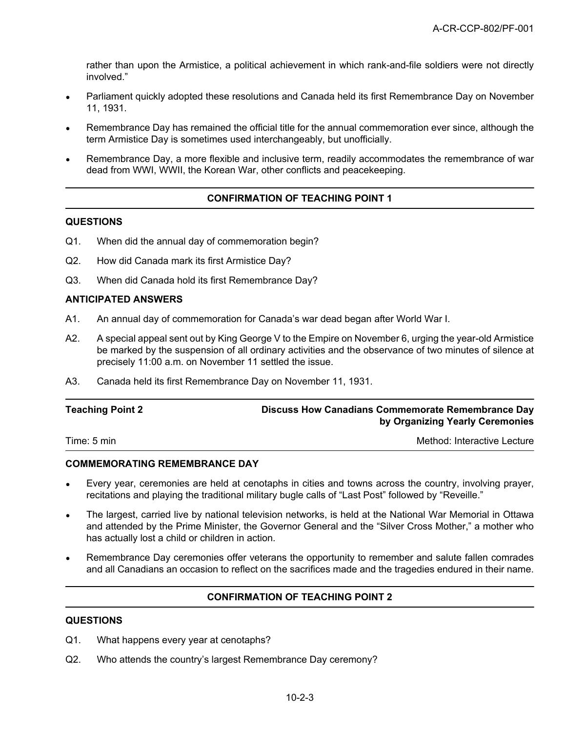rather than upon the Armistice, a political achievement in which rank-and-file soldiers were not directly involved."

- Parliament quickly adopted these resolutions and Canada held its first Remembrance Day on November 11, 1931.
- Remembrance Day has remained the official title for the annual commemoration ever since, although the term Armistice Day is sometimes used interchangeably, but unofficially.
- Remembrance Day, a more flexible and inclusive term, readily accommodates the remembrance of war dead from WWI, WWII, the Korean War, other conflicts and peacekeeping.

---

**CONFIRMATION OF TEACHING POINT 1**

---

**QUESTIONS**

Q1. When did the annual day of commemoration begin?

Q2. How did Canada mark its first Armistice Day?

Q3. When did Canada hold its first Remembrance Day?

**ANTICIPATED ANSWERS**

A1. An annual day of commemoration for Canada's war dead began after World War I.

A2. A special appeal sent out by King George V to the Empire on November 6, urging the year-old Armistice be marked by the suspension of all ordinary activities and the observance of two minutes of silence at precisely 11:00 a.m. on November 11 settled the issue.

A3. Canada held its first Remembrance Day on November 11, 1931.

---

**Teaching Point 2** — **Discuss How Canadians Commemorate Remembrance Day by Organizing Yearly Ceremonies**

Time: 5 min — Method: Interactive Lecture

---

**COMMEMORATING REMEMBRANCE DAY**

- Every year, ceremonies are held at cenotaphs in cities and towns across the country, involving prayer, recitations and playing the traditional military bugle calls of "Last Post" followed by "Reveille."
- The largest, carried live by national television networks, is held at the National War Memorial in Ottawa and attended by the Prime Minister, the Governor General and the "Silver Cross Mother," a mother who has actually lost a child or children in action.
- Remembrance Day ceremonies offer veterans the opportunity to remember and salute fallen comrades and all Canadians an occasion to reflect on the sacrifices made and the tragedies endured in their name.

---

**CONFIRMATION OF TEACHING POINT 2**

---

**QUESTIONS**

Q1. What happens every year at cenotaphs?

Q2. Who attends the country's largest Remembrance Day ceremony?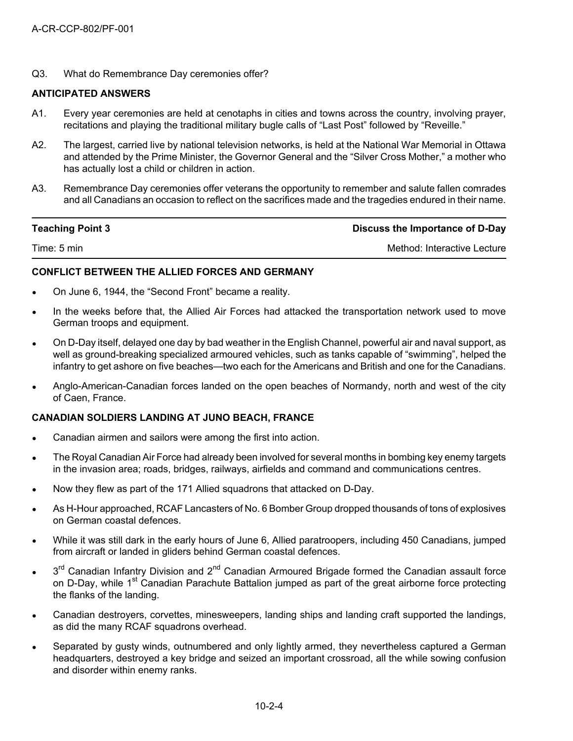Q3. What do Remembrance Day ceremonies offer?

**ANTICIPATED ANSWERS**

A1. Every year ceremonies are held at cenotaphs in cities and towns across the country, involving prayer, recitations and playing the traditional military bugle calls of "Last Post" followed by "Reveille."

A2. The largest, carried live by national television networks, is held at the National War Memorial in Ottawa and attended by the Prime Minister, the Governor General and the "Silver Cross Mother," a mother who has actually lost a child or children in action.

A3. Remembrance Day ceremonies offer veterans the opportunity to remember and salute fallen comrades and all Canadians an occasion to reflect on the sacrifices made and the tragedies endured in their name.

| Teaching Point 3 | Discuss the Importance of D-Day |
|---|---|
| Time: 5 min | Method: Interactive Lecture |

**CONFLICT BETWEEN THE ALLIED FORCES AND GERMANY**

- On June 6, 1944, the "Second Front" became a reality.
- In the weeks before that, the Allied Air Forces had attacked the transportation network used to move German troops and equipment.
- On D-Day itself, delayed one day by bad weather in the English Channel, powerful air and naval support, as well as ground-breaking specialized armoured vehicles, such as tanks capable of "swimming", helped the infantry to get ashore on five beaches—two each for the Americans and British and one for the Canadians.
- Anglo-American-Canadian forces landed on the open beaches of Normandy, north and west of the city of Caen, France.

**CANADIAN SOLDIERS LANDING AT JUNO BEACH, FRANCE**

- Canadian airmen and sailors were among the first into action.
- The Royal Canadian Air Force had already been involved for several months in bombing key enemy targets in the invasion area; roads, bridges, railways, airfields and command and communications centres.
- Now they flew as part of the 171 Allied squadrons that attacked on D-Day.
- As H-Hour approached, RCAF Lancasters of No. 6 Bomber Group dropped thousands of tons of explosives on German coastal defences.
- While it was still dark in the early hours of June 6, Allied paratroopers, including 450 Canadians, jumped from aircraft or landed in gliders behind German coastal defences.
- 3rd Canadian Infantry Division and 2nd Canadian Armoured Brigade formed the Canadian assault force on D-Day, while 1st Canadian Parachute Battalion jumped as part of the great airborne force protecting the flanks of the landing.
- Canadian destroyers, corvettes, minesweepers, landing ships and landing craft supported the landings, as did the many RCAF squadrons overhead.
- Separated by gusty winds, outnumbered and only lightly armed, they nevertheless captured a German headquarters, destroyed a key bridge and seized an important crossroad, all the while sowing confusion and disorder within enemy ranks.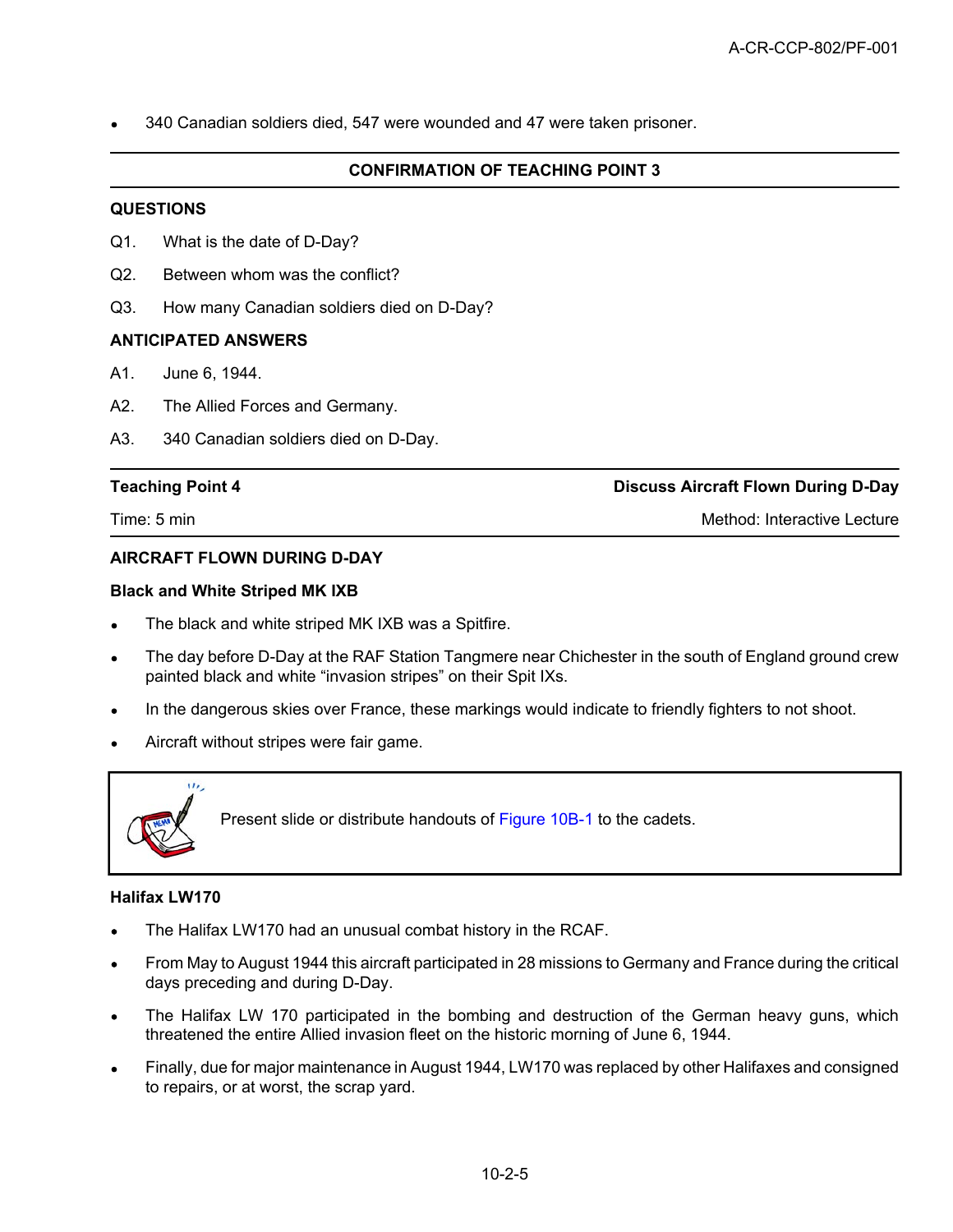- 340 Canadian soldiers died, 547 were wounded and 47 were taken prisoner.

**CONFIRMATION OF TEACHING POINT 3**

**QUESTIONS**

Q1. What is the date of D-Day?

Q2. Between whom was the conflict?

Q3. How many Canadian soldiers died on D-Day?

**ANTICIPATED ANSWERS**

A1. June 6, 1944.

A2. The Allied Forces and Germany.

A3. 340 Canadian soldiers died on D-Day.

| **Teaching Point 4** | **Discuss Aircraft Flown During D-Day** |
|---|---|
| Time: 5 min | Method: Interactive Lecture |

**AIRCRAFT FLOWN DURING D-DAY**

**Black and White Striped MK IXB**

- The black and white striped MK IXB was a Spitfire.
- The day before D-Day at the RAF Station Tangmere near Chichester in the south of England ground crew painted black and white "invasion stripes" on their Spit IXs.
- In the dangerous skies over France, these markings would indicate to friendly fighters to not shoot.
- Aircraft without stripes were fair game.

> Present slide or distribute handouts of Figure 10B-1 to the cadets.

**Halifax LW170**

- The Halifax LW170 had an unusual combat history in the RCAF.
- From May to August 1944 this aircraft participated in 28 missions to Germany and France during the critical days preceding and during D-Day.
- The Halifax LW 170 participated in the bombing and destruction of the German heavy guns, which threatened the entire Allied invasion fleet on the historic morning of June 6, 1944.
- Finally, due for major maintenance in August 1944, LW170 was replaced by other Halifaxes and consigned to repairs, or at worst, the scrap yard.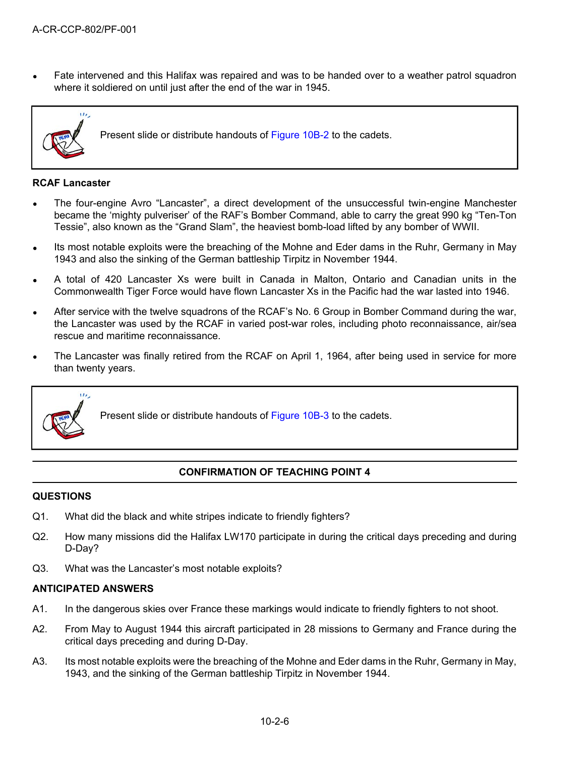- Fate intervened and this Halifax was repaired and was to be handed over to a weather patrol squadron where it soldiered on until just after the end of the war in 1945.

> Present slide or distribute handouts of Figure 10B-2 to the cadets.

**RCAF Lancaster**

- The four-engine Avro "Lancaster", a direct development of the unsuccessful twin-engine Manchester became the 'mighty pulveriser' of the RAF's Bomber Command, able to carry the great 990 kg "Ten-Ton Tessie", also known as the "Grand Slam", the heaviest bomb-load lifted by any bomber of WWII.
- Its most notable exploits were the breaching of the Mohne and Eder dams in the Ruhr, Germany in May 1943 and also the sinking of the German battleship Tirpitz in November 1944.
- A total of 420 Lancaster Xs were built in Canada in Malton, Ontario and Canadian units in the Commonwealth Tiger Force would have flown Lancaster Xs in the Pacific had the war lasted into 1946.
- After service with the twelve squadrons of the RCAF's No. 6 Group in Bomber Command during the war, the Lancaster was used by the RCAF in varied post-war roles, including photo reconnaissance, air/sea rescue and maritime reconnaissance.
- The Lancaster was finally retired from the RCAF on April 1, 1964, after being used in service for more than twenty years.

> Present slide or distribute handouts of Figure 10B-3 to the cadets.

## CONFIRMATION OF TEACHING POINT 4

**QUESTIONS**

Q1. What did the black and white stripes indicate to friendly fighters?

Q2. How many missions did the Halifax LW170 participate in during the critical days preceding and during D-Day?

Q3. What was the Lancaster's most notable exploits?

**ANTICIPATED ANSWERS**

A1. In the dangerous skies over France these markings would indicate to friendly fighters to not shoot.

A2. From May to August 1944 this aircraft participated in 28 missions to Germany and France during the critical days preceding and during D-Day.

A3. Its most notable exploits were the breaching of the Mohne and Eder dams in the Ruhr, Germany in May, 1943, and the sinking of the German battleship Tirpitz in November 1944.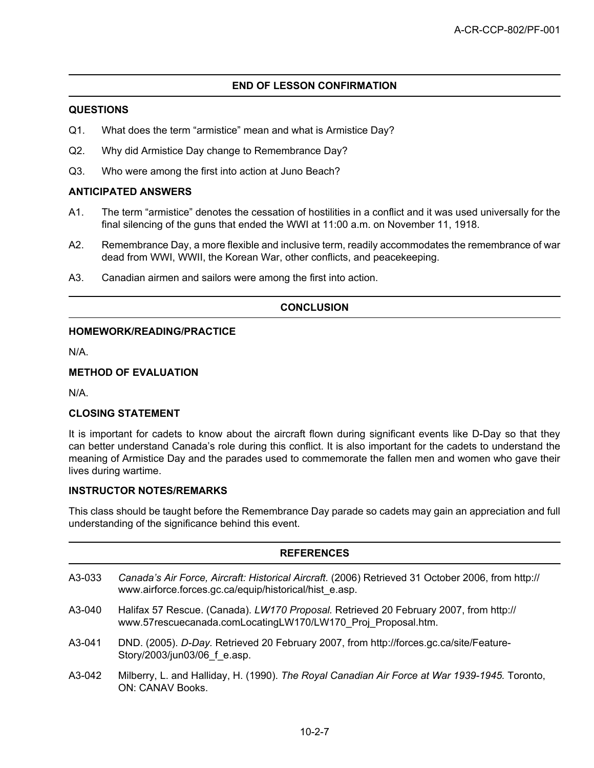## END OF LESSON CONFIRMATION

### QUESTIONS

Q1. What does the term "armistice" mean and what is Armistice Day?

Q2. Why did Armistice Day change to Remembrance Day?

Q3. Who were among the first into action at Juno Beach?

### ANTICIPATED ANSWERS

A1. The term "armistice" denotes the cessation of hostilities in a conflict and it was used universally for the final silencing of the guns that ended the WWI at 11:00 a.m. on November 11, 1918.

A2. Remembrance Day, a more flexible and inclusive term, readily accommodates the remembrance of war dead from WWI, WWII, the Korean War, other conflicts, and peacekeeping.

A3. Canadian airmen and sailors were among the first into action.

## CONCLUSION

### HOMEWORK/READING/PRACTICE

N/A.

### METHOD OF EVALUATION

N/A.

### CLOSING STATEMENT

It is important for cadets to know about the aircraft flown during significant events like D-Day so that they can better understand Canada's role during this conflict. It is also important for the cadets to understand the meaning of Armistice Day and the parades used to commemorate the fallen men and women who gave their lives during wartime.

### INSTRUCTOR NOTES/REMARKS

This class should be taught before the Remembrance Day parade so cadets may gain an appreciation and full understanding of the significance behind this event.

## REFERENCES

A3-033 *Canada's Air Force, Aircraft: Historical Aircraft*. (2006) Retrieved 31 October 2006, from http://www.airforce.forces.gc.ca/equip/historical/hist_e.asp.

A3-040 Halifax 57 Rescue. (Canada). *LW170 Proposal.* Retrieved 20 February 2007, from http://www.57rescuecanada.comLocatingLW170/LW170_Proj_Proposal.htm.

A3-041 DND. (2005). *D-Day*. Retrieved 20 February 2007, from http://forces.gc.ca/site/Feature-Story/2003/jun03/06_f_e.asp.

A3-042 Milberry, L. and Halliday, H. (1990). *The Royal Canadian Air Force at War 1939-1945.* Toronto, ON: CANAV Books.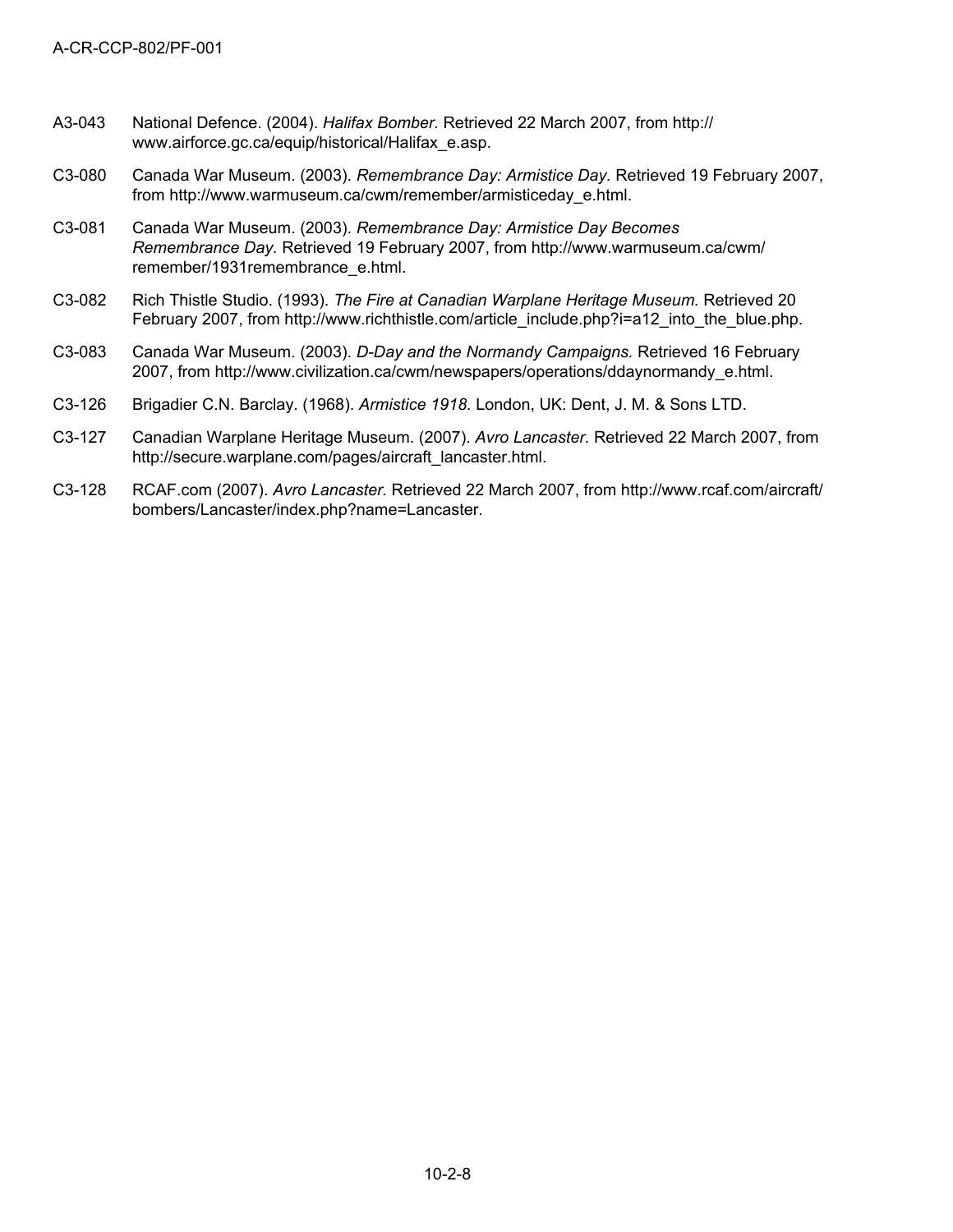A3-043 National Defence. (2004). *Halifax Bomber*. Retrieved 22 March 2007, from http://www.airforce.gc.ca/equip/historical/Halifax_e.asp.

C3-080 Canada War Museum. (2003). *Remembrance Day: Armistice Day*. Retrieved 19 February 2007, from http://www.warmuseum.ca/cwm/remember/armisticeday_e.html.

C3-081 Canada War Museum. (2003). *Remembrance Day: Armistice Day Becomes Remembrance Day*. Retrieved 19 February 2007, from http://www.warmuseum.ca/cwm/remember/1931remembrance_e.html.

C3-082 Rich Thistle Studio. (1993). *The Fire at Canadian Warplane Heritage Museum.* Retrieved 20 February 2007, from http://www.richthistle.com/article_include.php?i=a12_into_the_blue.php.

C3-083 Canada War Museum. (2003). *D-Day and the Normandy Campaigns*. Retrieved 16 February 2007, from http://www.civilization.ca/cwm/newspapers/operations/ddaynormandy_e.html.

C3-126 Brigadier C.N. Barclay. (1968). *Armistice 1918*. London, UK: Dent, J. M. & Sons LTD.

C3-127 Canadian Warplane Heritage Museum. (2007). *Avro Lancaster*. Retrieved 22 March 2007, from http://secure.warplane.com/pages/aircraft_lancaster.html.

C3-128 RCAF.com (2007). *Avro Lancaster*. Retrieved 22 March 2007, from http://www.rcaf.com/aircraft/bombers/Lancaster/index.php?name=Lancaster.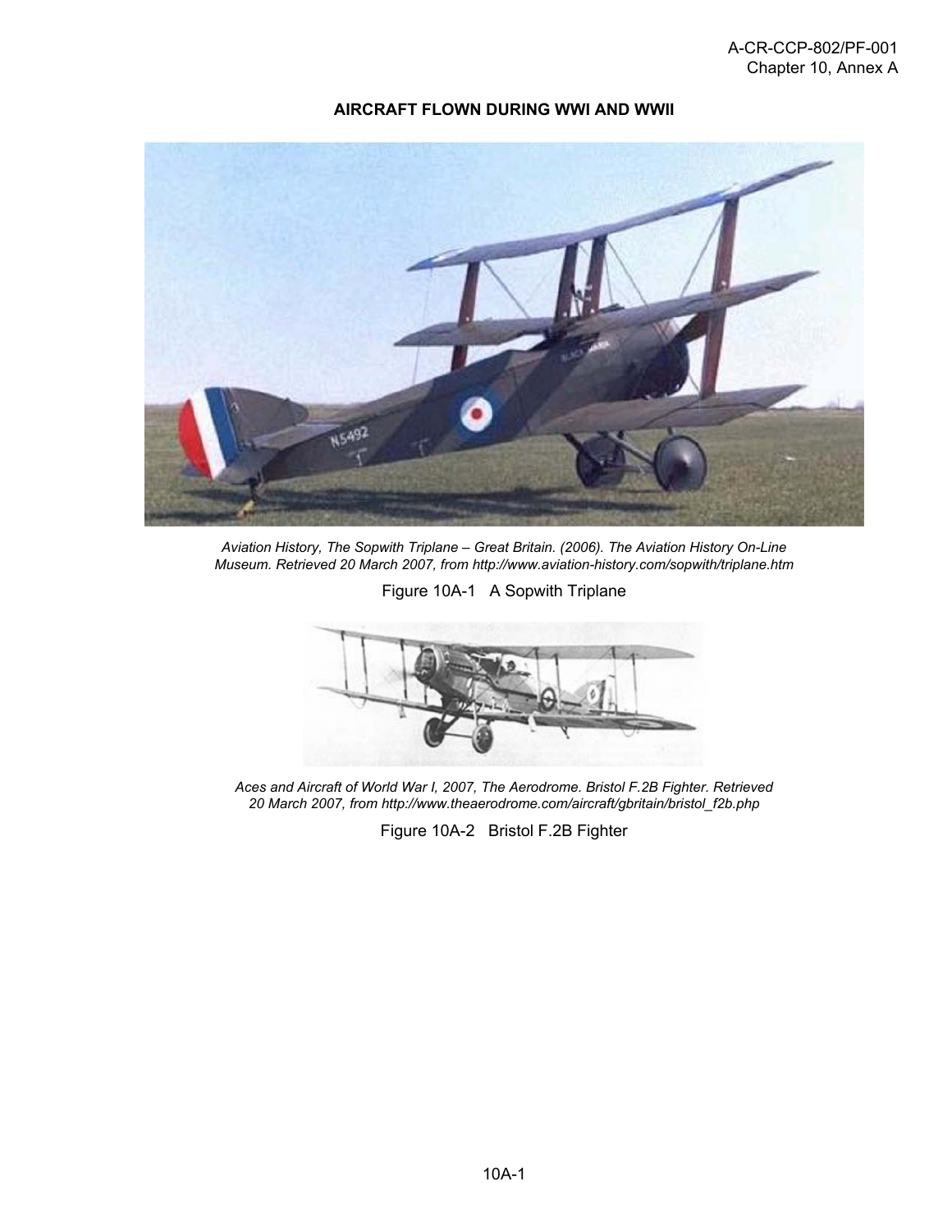**AIRCRAFT FLOWN DURING WWI AND WWII**

*Aviation History, The Sopwith Triplane – Great Britain. (2006). The Aviation History On-Line Museum. Retrieved 20 March 2007, from http://www.aviation-history.com/sopwith/triplane.htm*

Figure 10A-1 A Sopwith Triplane

*Aces and Aircraft of World War I, 2007, The Aerodrome. Bristol F.2B Fighter. Retrieved 20 March 2007, from http://www.theaerodrome.com/aircraft/gbritain/bristol_f2b.php*

Figure 10A-2 Bristol F.2B Fighter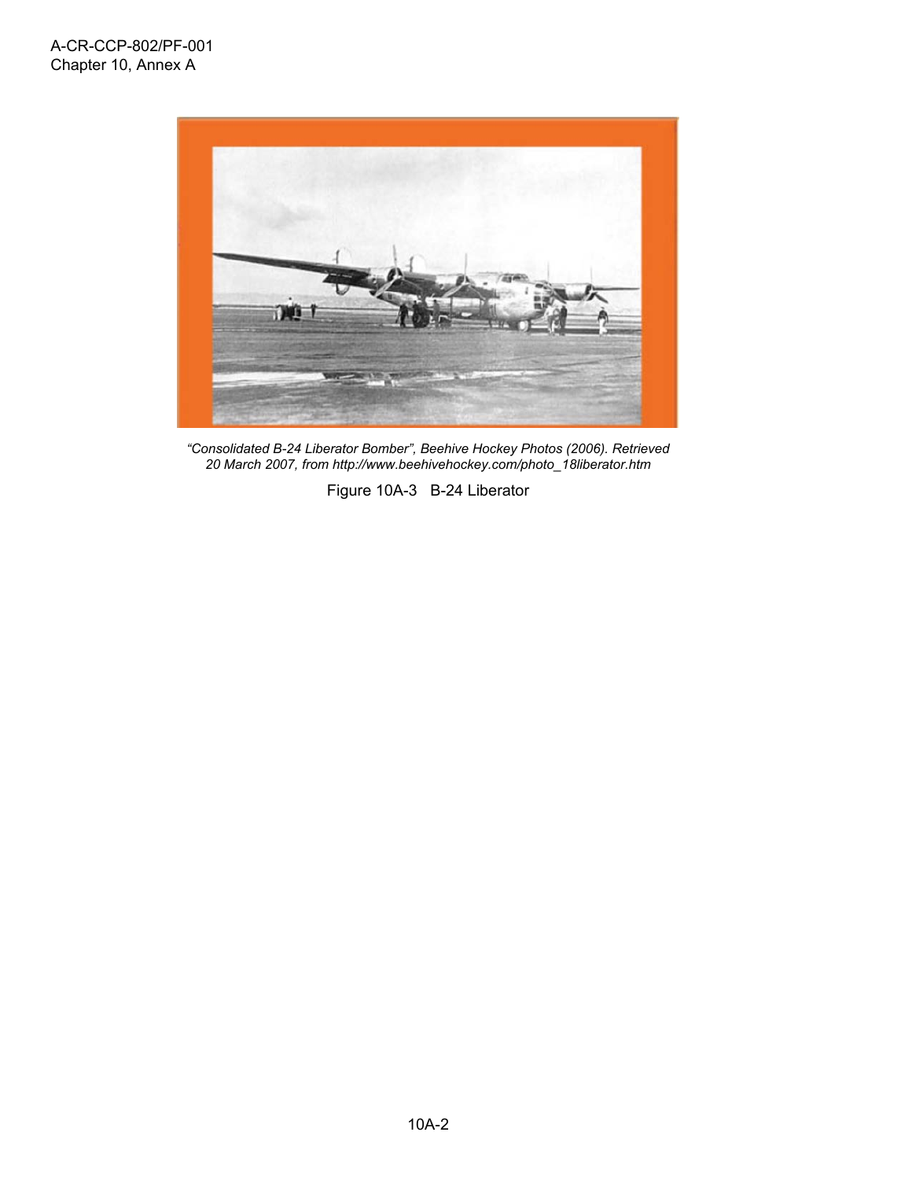*“Consolidated B-24 Liberator Bomber”, Beehive Hockey Photos (2006). Retrieved 20 March 2007, from http://www.beehivehockey.com/photo_18liberator.htm*

Figure 10A-3 B-24 Liberator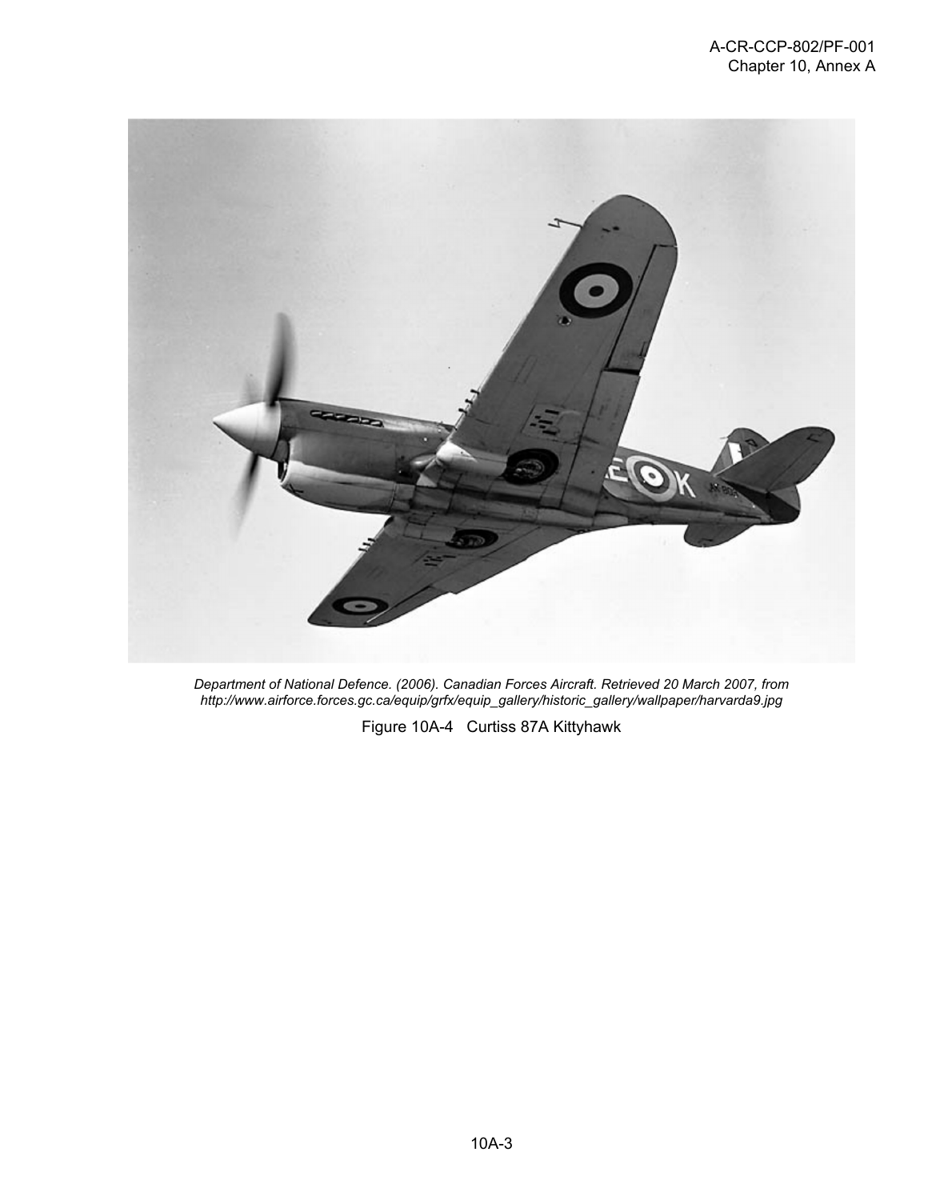*Department of National Defence. (2006). Canadian Forces Aircraft. Retrieved 20 March 2007, from http://www.airforce.forces.gc.ca/equip/grfx/equip_gallery/historic_gallery/wallpaper/harvarda9.jpg*

Figure 10A-4 Curtiss 87A Kittyhawk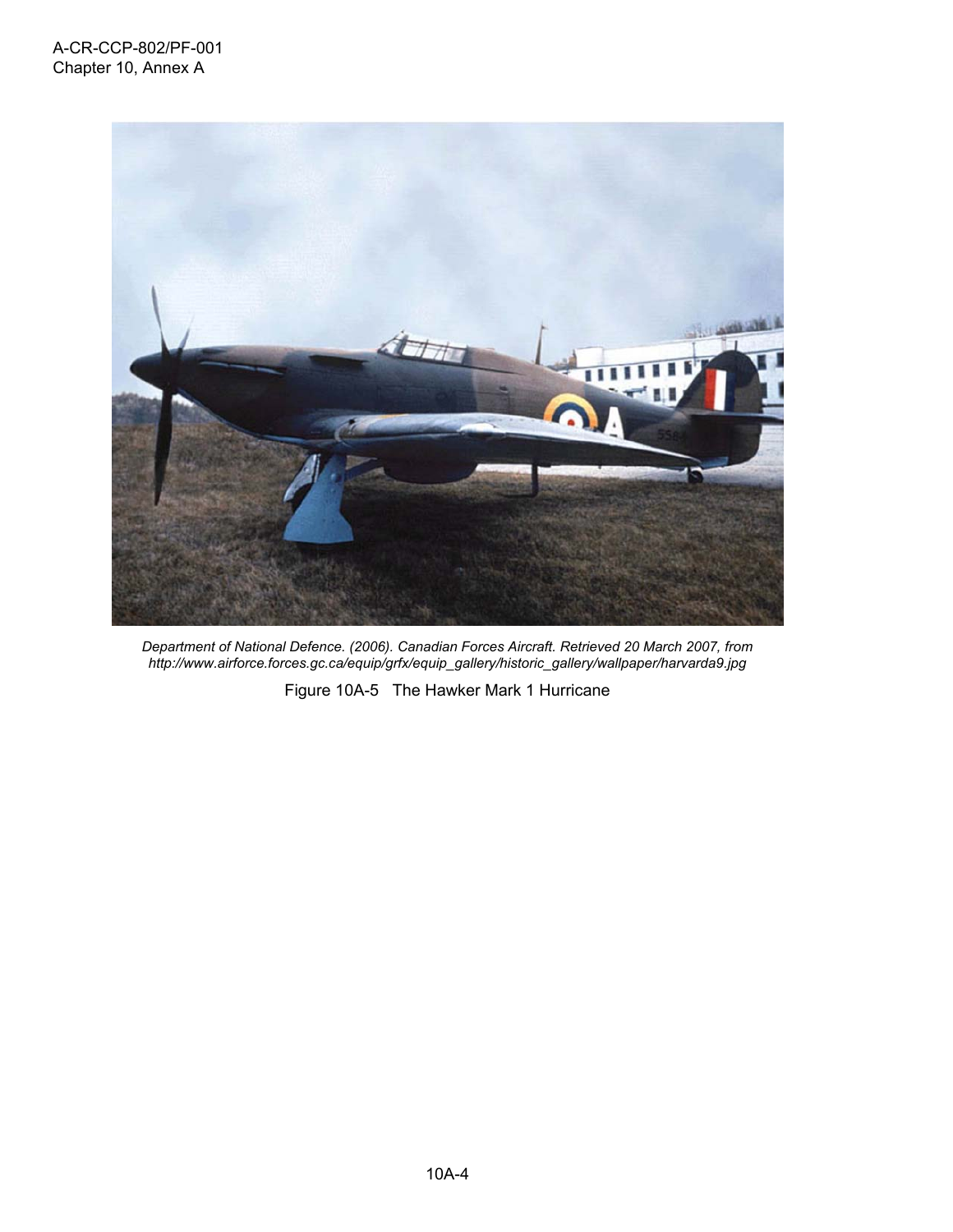*Department of National Defence. (2006). Canadian Forces Aircraft. Retrieved 20 March 2007, from http://www.airforce.forces.gc.ca/equip/grfx/equip_gallery/historic_gallery/wallpaper/harvarda9.jpg*

Figure 10A-5 The Hawker Mark 1 Hurricane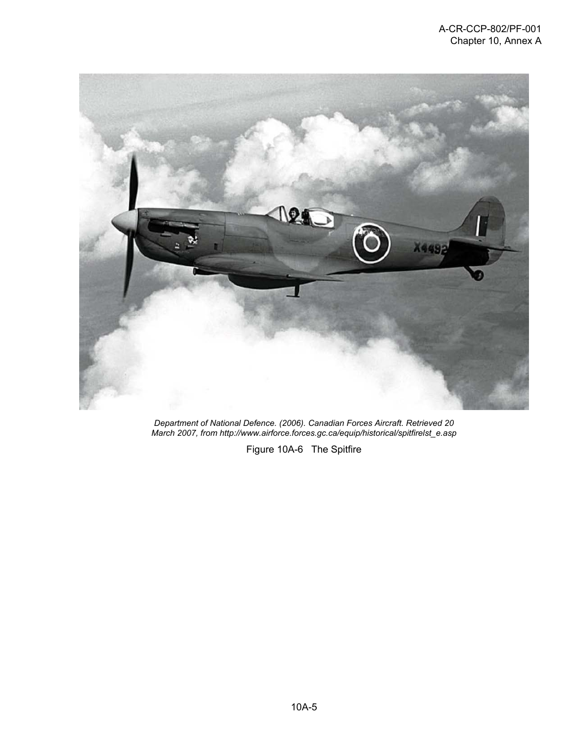*Department of National Defence. (2006). Canadian Forces Aircraft. Retrieved 20 March 2007, from http://www.airforce.forces.gc.ca/equip/historical/spitfirelst_e.asp*

Figure 10A-6 The Spitfire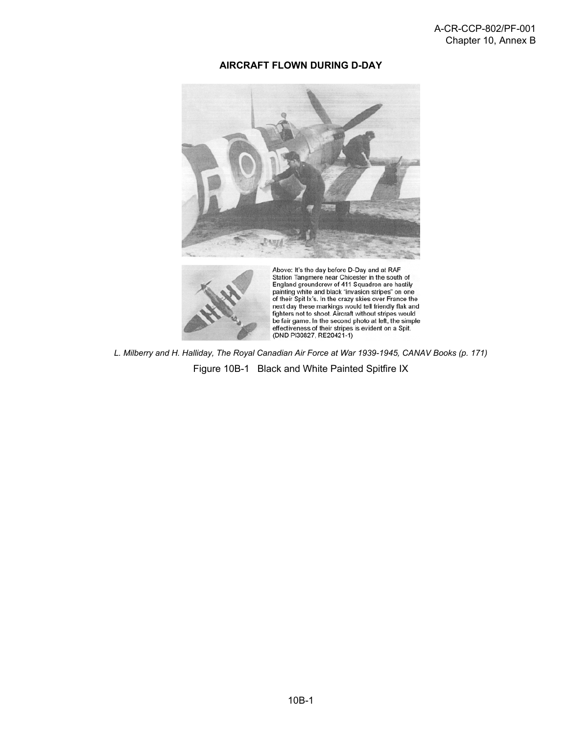**AIRCRAFT FLOWN DURING D-DAY**

Above: It's the day before D-Day and at RAF Station Tangmere near Chicester in the south of England groundcrew of 411 Squadron are hastily painting white and black "invasion stripes" on one of their Spit Ix's. In the crazy skies over France the next day these markings would tell friendly flak and fighters not to shoot. Aircraft without stripes would be fair game. In the second photo at left, the simple effectiveness of their stripes is evident on a Spit. (DND PI30827, RE20421-1)

*L. Milberry and H. Halliday, The Royal Canadian Air Force at War 1939-1945, CANAV Books (p. 171)*

Figure 10B-1 Black and White Painted Spitfire IX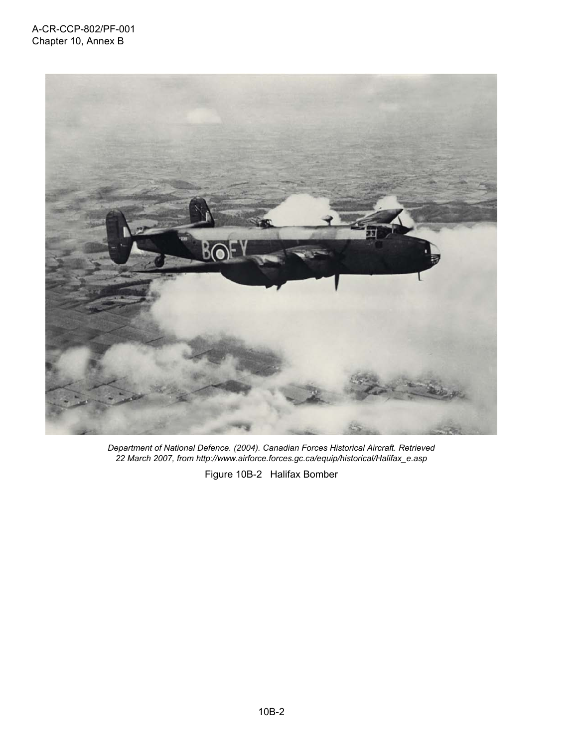*Department of National Defence. (2004). Canadian Forces Historical Aircraft. Retrieved 22 March 2007, from http://www.airforce.forces.gc.ca/equip/historical/Halifax_e.asp*

Figure 10B-2 Halifax Bomber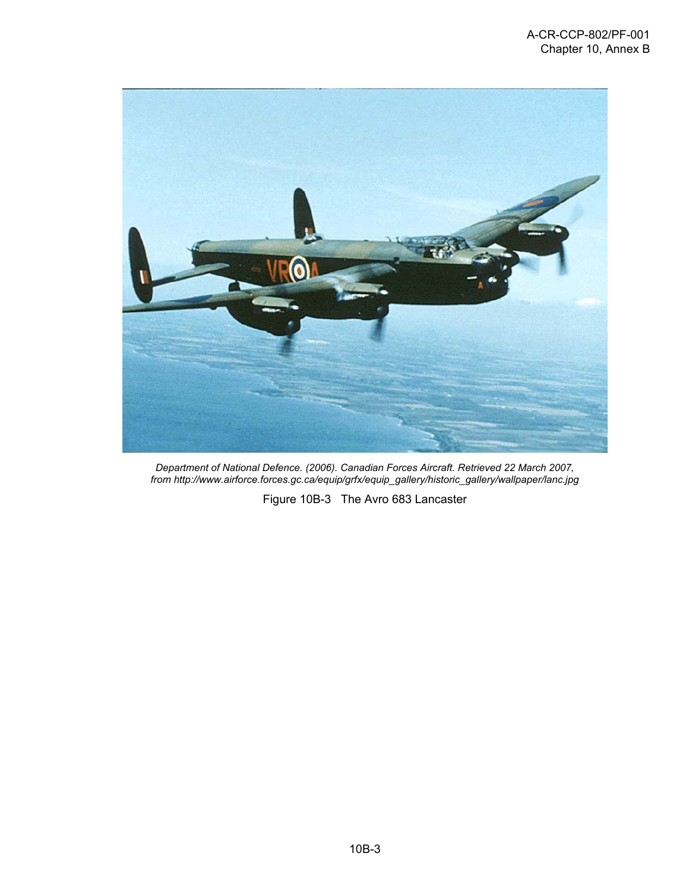*Department of National Defence. (2006). Canadian Forces Aircraft. Retrieved 22 March 2007, from http://www.airforce.forces.gc.ca/equip/grfx/equip_gallery/historic_gallery/wallpaper/lanc.jpg*

Figure 10B-3 The Avro 683 Lancaster